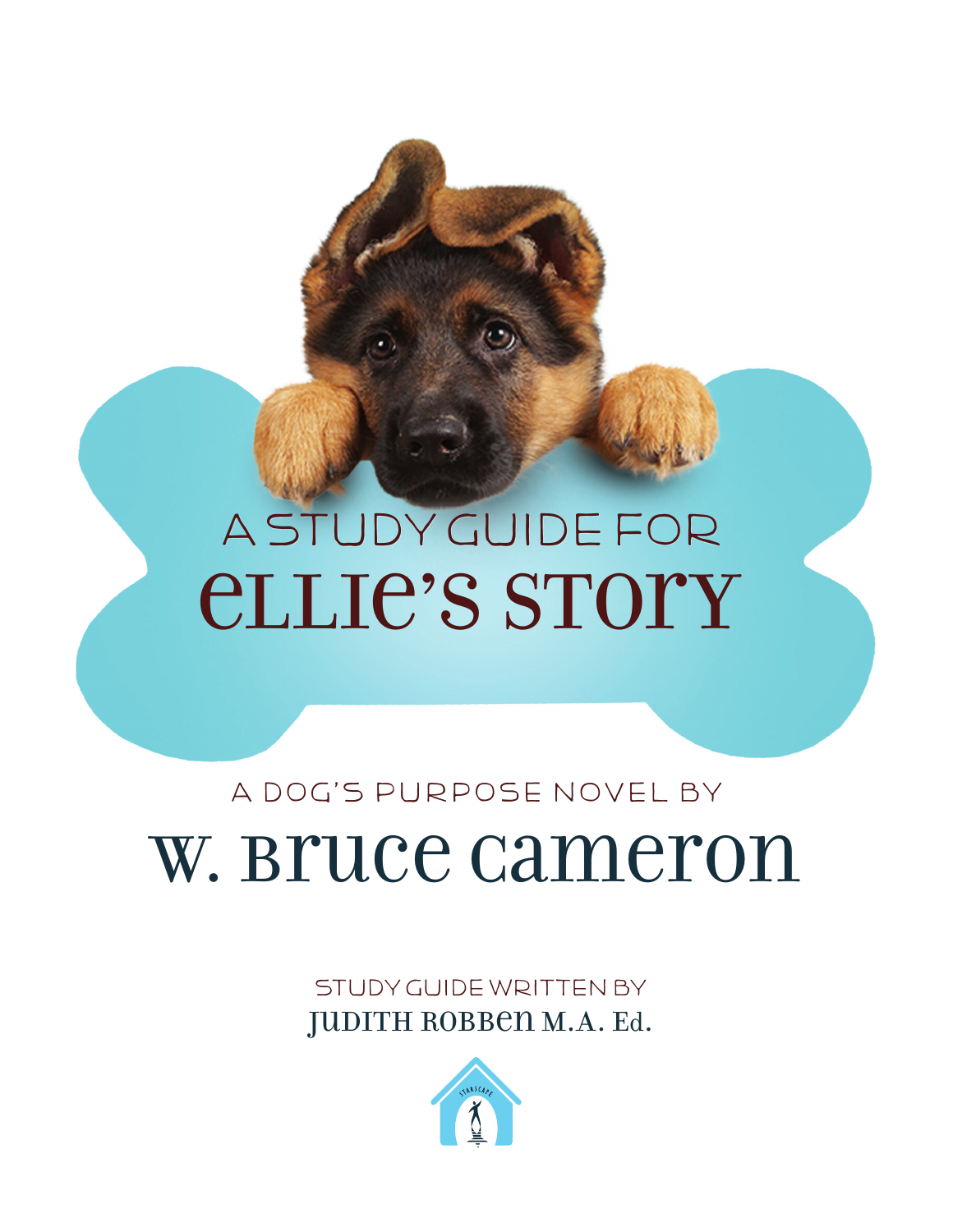# A STUDY GUIDE FOR ELLIE'S STORY

A DOG'S PURPOSE NOVEL BY

## W. BRUCE CAMERON

STUDY GUIDE WRITTEN BY

JUDITH ROBBEN M.A. Ed.

STARSCAPE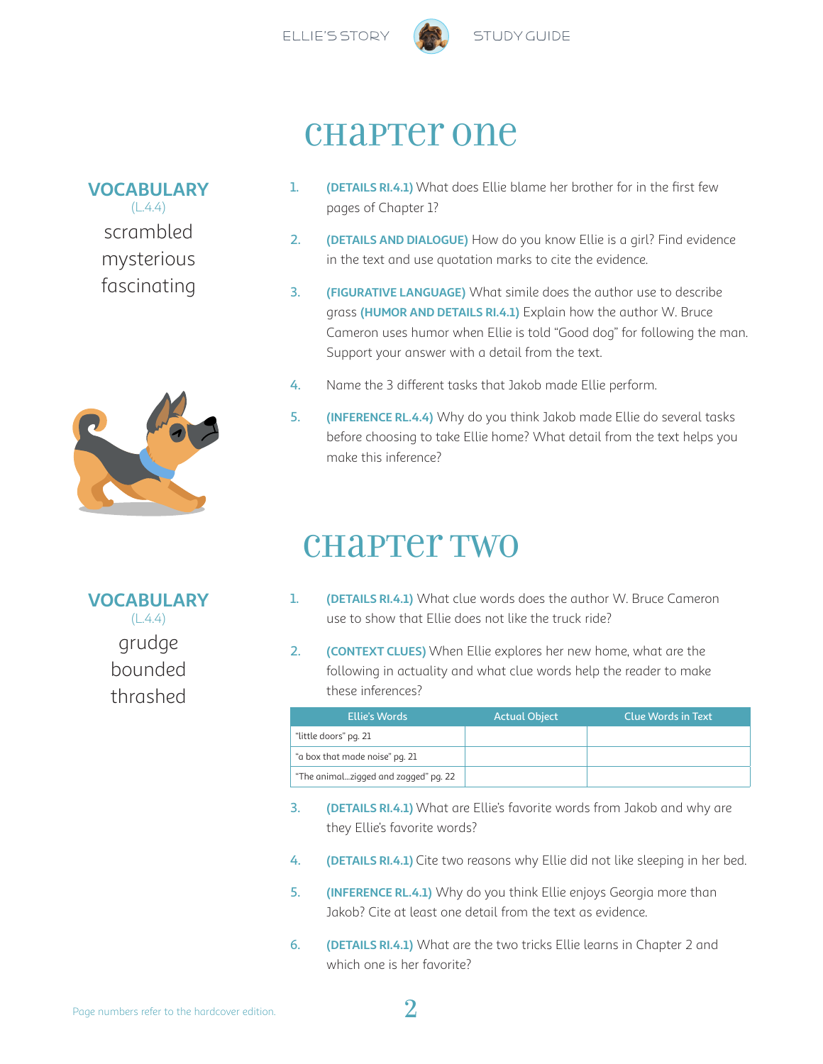# Chapter One

**VOCABULARY**
(L.4.4)

scrambled
mysterious
fascinating

1. **(DETAILS RI.4.1)** What does Ellie blame her brother for in the first few pages of Chapter 1?
2. **(DETAILS AND DIALOGUE)** How do you know Ellie is a girl? Find evidence in the text and use quotation marks to cite the evidence.
3. **(FIGURATIVE LANGUAGE)** What simile does the author use to describe grass **(HUMOR AND DETAILS RI.4.1)** Explain how the author W. Bruce Cameron uses humor when Ellie is told "Good dog" for following the man. Support your answer with a detail from the text.
4. Name the 3 different tasks that Jakob made Ellie perform.
5. **(INFERENCE RL.4.4)** Why do you think Jakob made Ellie do several tasks before choosing to take Ellie home? What detail from the text helps you make this inference?

# Chapter Two

**VOCABULARY**
(L.4.4)

grudge
bounded
thrashed

1. **(DETAILS RI.4.1)** What clue words does the author W. Bruce Cameron use to show that Ellie does not like the truck ride?
2. **(CONTEXT CLUES)** When Ellie explores her new home, what are the following in actuality and what clue words help the reader to make these inferences?

| Ellie's Words | Actual Object | Clue Words in Text |
|---|---|---|
| "little doors" pg. 21 | | |
| "a box that made noise" pg. 21 | | |
| "The animal...zigged and zagged" pg. 22 | | |

3. **(DETAILS RI.4.1)** What are Ellie's favorite words from Jakob and why are they Ellie's favorite words?
4. **(DETAILS RI.4.1)** Cite two reasons why Ellie did not like sleeping in her bed.
5. **(INFERENCE RL.4.1)** Why do you think Ellie enjoys Georgia more than Jakob? Cite at least one detail from the text as evidence.
6. **(DETAILS RI.4.1)** What are the two tricks Ellie learns in Chapter 2 and which one is her favorite?

Page numbers refer to the hardcover edition.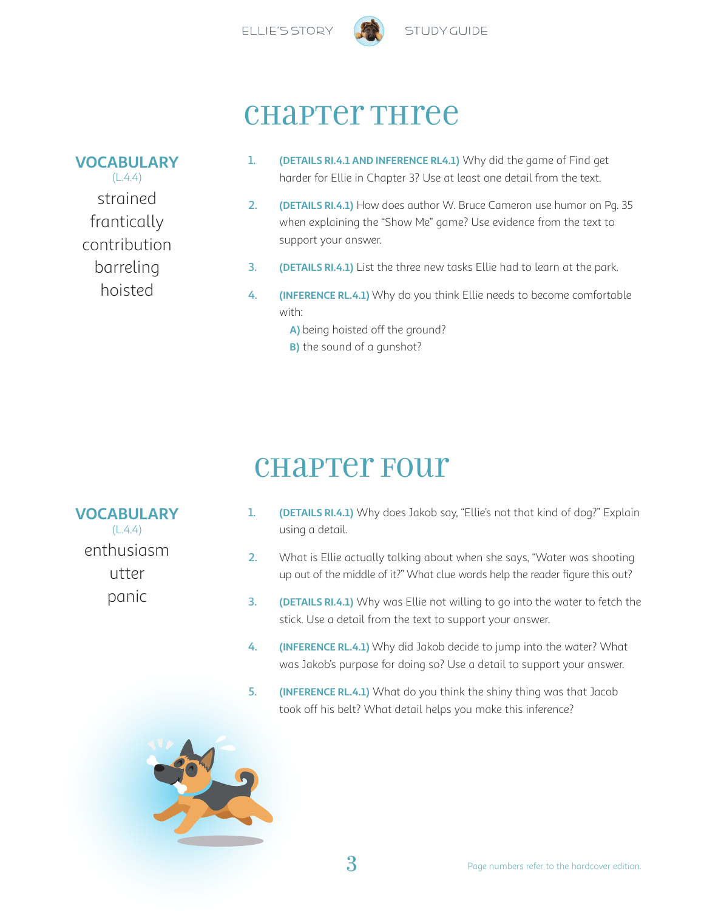# Chapter Three

**VOCABULARY**
(L.4.4)

strained
frantically
contribution
barreling
hoisted

1. **(DETAILS RI.4.1 AND INFERENCE RL4.1)** Why did the game of Find get harder for Ellie in Chapter 3? Use at least one detail from the text.
2. **(DETAILS RI.4.1)** How does author W. Bruce Cameron use humor on Pg. 35 when explaining the "Show Me" game? Use evidence from the text to support your answer.
3. **(DETAILS RI.4.1)** List the three new tasks Ellie had to learn at the park.
4. **(INFERENCE RL.4.1)** Why do you think Ellie needs to become comfortable with:
   **A)** being hoisted off the ground?
   **B)** the sound of a gunshot?

# Chapter Four

**VOCABULARY**
(L.4.4)

enthusiasm
utter
panic

1. **(DETAILS RI.4.1)** Why does Jakob say, "Ellie's not that kind of dog?" Explain using a detail.
2. What is Ellie actually talking about when she says, "Water was shooting up out of the middle of it?" What clue words help the reader figure this out?
3. **(DETAILS RI.4.1)** Why was Ellie not willing to go into the water to fetch the stick. Use a detail from the text to support your answer.
4. **(INFERENCE RL.4.1)** Why did Jakob decide to jump into the water? What was Jakob's purpose for doing so? Use a detail to support your answer.
5. **(INFERENCE RL.4.1)** What do you think the shiny thing was that Jacob took off his belt? What detail helps you make this inference?

Page numbers refer to the hardcover edition.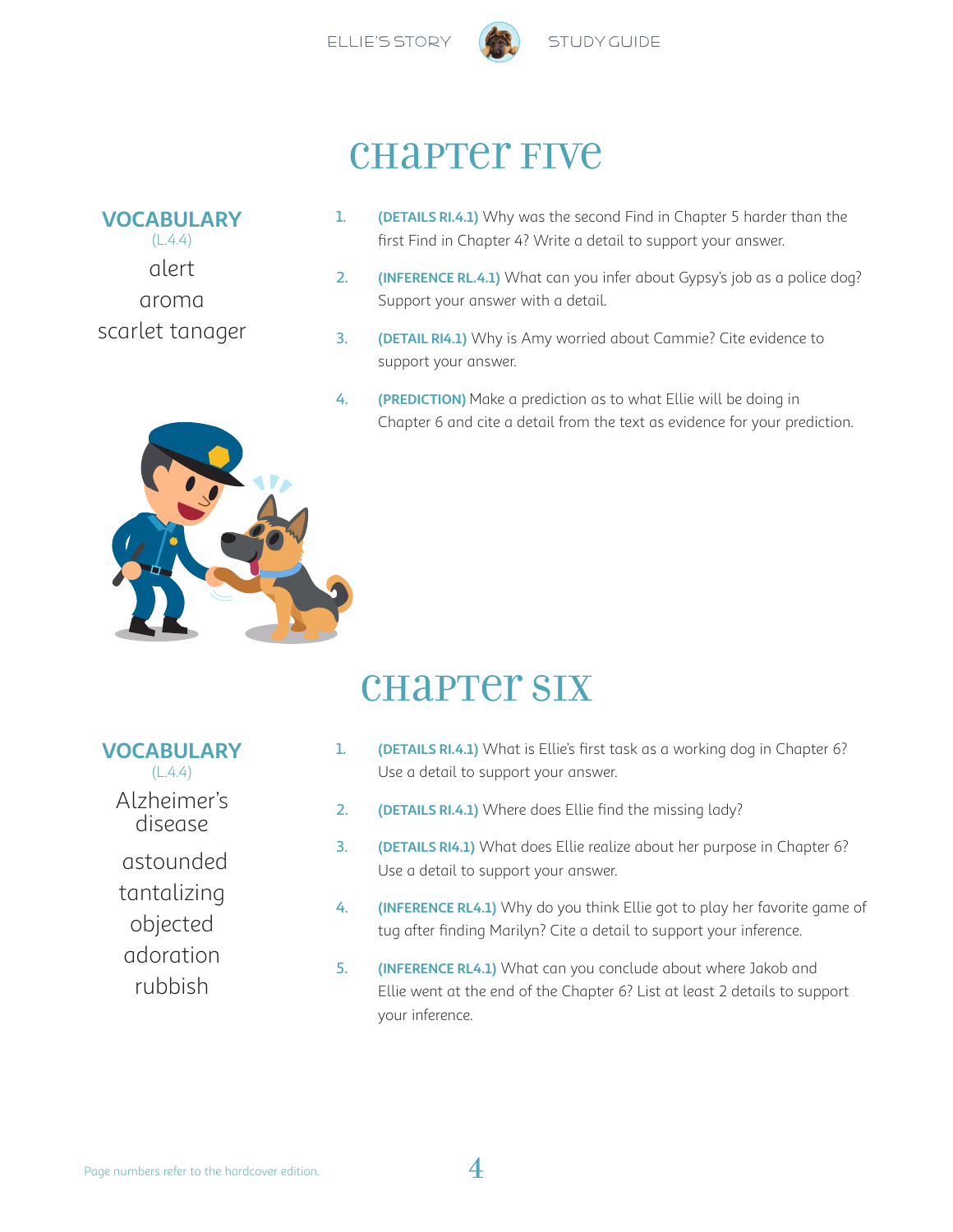# Chapter Five

## VOCABULARY
(L.4.4)

alert
aroma
scarlet tanager

1. **(DETAILS RI.4.1)** Why was the second Find in Chapter 5 harder than the first Find in Chapter 4? Write a detail to support your answer.
2. **(INFERENCE RL.4.1)** What can you infer about Gypsy's job as a police dog? Support your answer with a detail.
3. **(DETAIL RI4.1)** Why is Amy worried about Cammie? Cite evidence to support your answer.
4. **(PREDICTION)** Make a prediction as to what Ellie will be doing in Chapter 6 and cite a detail from the text as evidence for your prediction.

# Chapter Six

## VOCABULARY
(L.4.4)

Alzheimer's disease
astounded
tantalizing
objected
adoration
rubbish

1. **(DETAILS RI.4.1)** What is Ellie's first task as a working dog in Chapter 6? Use a detail to support your answer.
2. **(DETAILS RI.4.1)** Where does Ellie find the missing lady?
3. **(DETAILS RI4.1)** What does Ellie realize about her purpose in Chapter 6? Use a detail to support your answer.
4. **(INFERENCE RL4.1)** Why do you think Ellie got to play her favorite game of tug after finding Marilyn? Cite a detail to support your inference.
5. **(INFERENCE RL4.1)** What can you conclude about where Jakob and Ellie went at the end of the Chapter 6? List at least 2 details to support your inference.

Page numbers refer to the hardcover edition.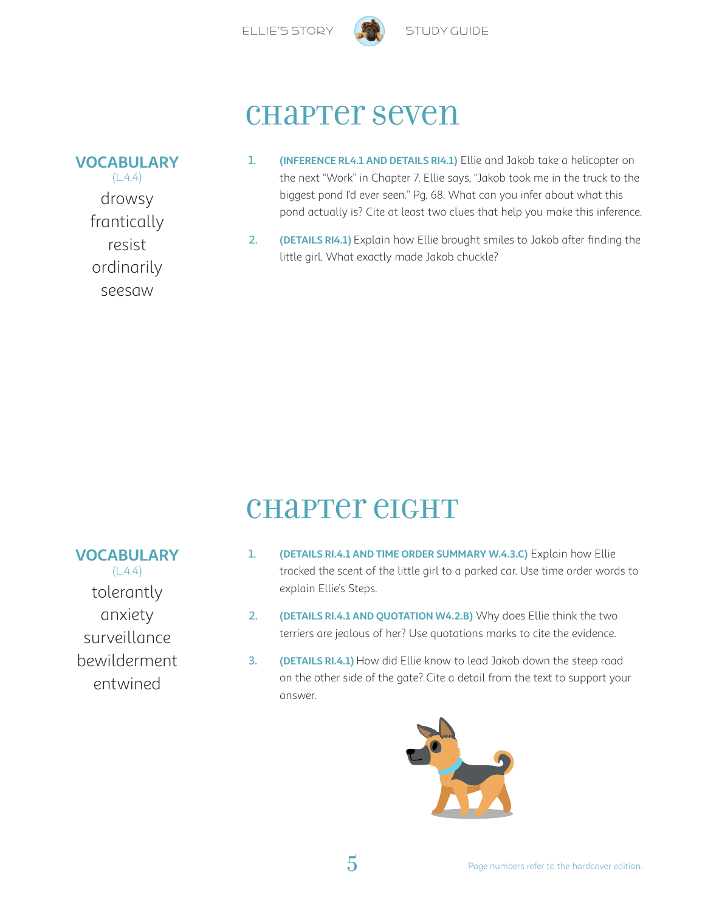# Chapter Seven

**VOCABULARY**
(L.4.4)

drowsy
frantically
resist
ordinarily
seesaw

1. **(INFERENCE RL4.1 AND DETAILS RI4.1)** Ellie and Jakob take a helicopter on the next "Work" in Chapter 7. Ellie says, "Jakob took me in the truck to the biggest pond I'd ever seen." Pg. 68. What can you infer about what this pond actually is? Cite at least two clues that help you make this inference.

2. **(DETAILS RI4.1)** Explain how Ellie brought smiles to Jakob after finding the little girl. What exactly made Jakob chuckle?

# Chapter Eight

**VOCABULARY**
(L.4.4)

tolerantly
anxiety
surveillance
bewilderment
entwined

1. **(DETAILS RI.4.1 AND TIME ORDER SUMMARY W.4.3.C)** Explain how Ellie tracked the scent of the little girl to a parked car. Use time order words to explain Ellie's Steps.

2. **(DETAILS RI.4.1 AND QUOTATION W4.2.B)** Why does Ellie think the two terriers are jealous of her? Use quotations marks to cite the evidence.

3. **(DETAILS RI.4.1)** How did Ellie know to lead Jakob down the steep road on the other side of the gate? Cite a detail from the text to support your answer.

Page numbers refer to the hardcover edition.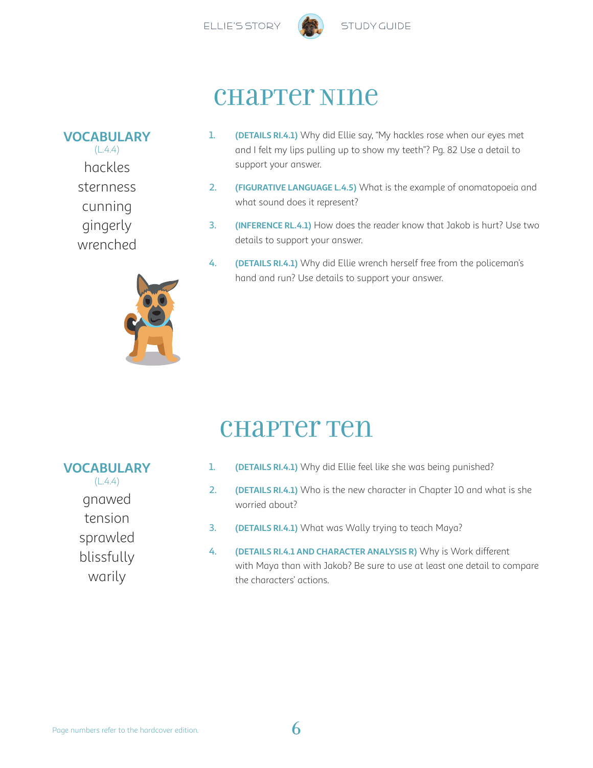# Chapter Nine

**VOCABULARY**
(L.4.4)

hackles
sternness
cunning
gingerly
wrenched

1. **(DETAILS RI.4.1)** Why did Ellie say, "My hackles rose when our eyes met and I felt my lips pulling up to show my teeth"? Pg. 82 Use a detail to support your answer.
2. **(FIGURATIVE LANGUAGE L.4.5)** What is the example of onomatopoeia and what sound does it represent?
3. **(INFERENCE RL.4.1)** How does the reader know that Jakob is hurt? Use two details to support your answer.
4. **(DETAILS RI.4.1)** Why did Ellie wrench herself free from the policeman's hand and run? Use details to support your answer.

# Chapter Ten

**VOCABULARY**
(L.4.4)

gnawed
tension
sprawled
blissfully
warily

1. **(DETAILS RI.4.1)** Why did Ellie feel like she was being punished?
2. **(DETAILS RI.4.1)** Who is the new character in Chapter 10 and what is she worried about?
3. **(DETAILS RI.4.1)** What was Wally trying to teach Maya?
4. **(DETAILS RI.4.1 AND CHARACTER ANALYSIS R)** Why is Work different with Maya than with Jakob? Be sure to use at least one detail to compare the characters' actions.

Page numbers refer to the hardcover edition.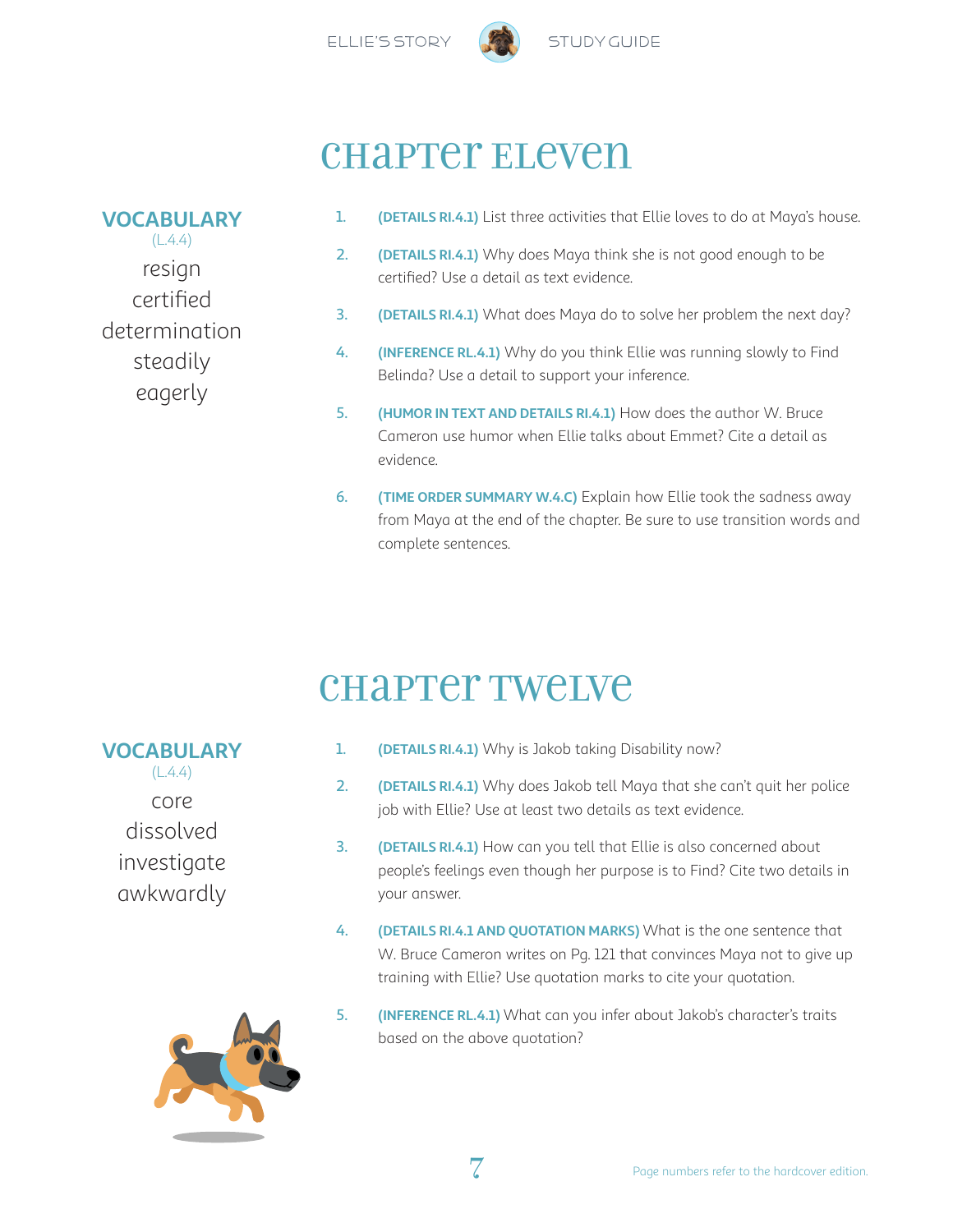# Chapter Eleven

**VOCABULARY**
(L.4.4)

resign
certified
determination
steadily
eagerly

1. **(DETAILS RI.4.1)** List three activities that Ellie loves to do at Maya's house.
2. **(DETAILS RI.4.1)** Why does Maya think she is not good enough to be certified? Use a detail as text evidence.
3. **(DETAILS RI.4.1)** What does Maya do to solve her problem the next day?
4. **(INFERENCE RL.4.1)** Why do you think Ellie was running slowly to Find Belinda? Use a detail to support your inference.
5. **(HUMOR IN TEXT AND DETAILS RI.4.1)** How does the author W. Bruce Cameron use humor when Ellie talks about Emmet? Cite a detail as evidence.
6. **(TIME ORDER SUMMARY W.4.C)** Explain how Ellie took the sadness away from Maya at the end of the chapter. Be sure to use transition words and complete sentences.

# Chapter Twelve

**VOCABULARY**
(L.4.4)

core
dissolved
investigate
awkwardly

1. **(DETAILS RI.4.1)** Why is Jakob taking Disability now?
2. **(DETAILS RI.4.1)** Why does Jakob tell Maya that she can't quit her police job with Ellie? Use at least two details as text evidence.
3. **(DETAILS RI.4.1)** How can you tell that Ellie is also concerned about people's feelings even though her purpose is to Find? Cite two details in your answer.
4. **(DETAILS RI.4.1 AND QUOTATION MARKS)** What is the one sentence that W. Bruce Cameron writes on Pg. 121 that convinces Maya not to give up training with Ellie? Use quotation marks to cite your quotation.
5. **(INFERENCE RL.4.1)** What can you infer about Jakob's character's traits based on the above quotation?

Page numbers refer to the hardcover edition.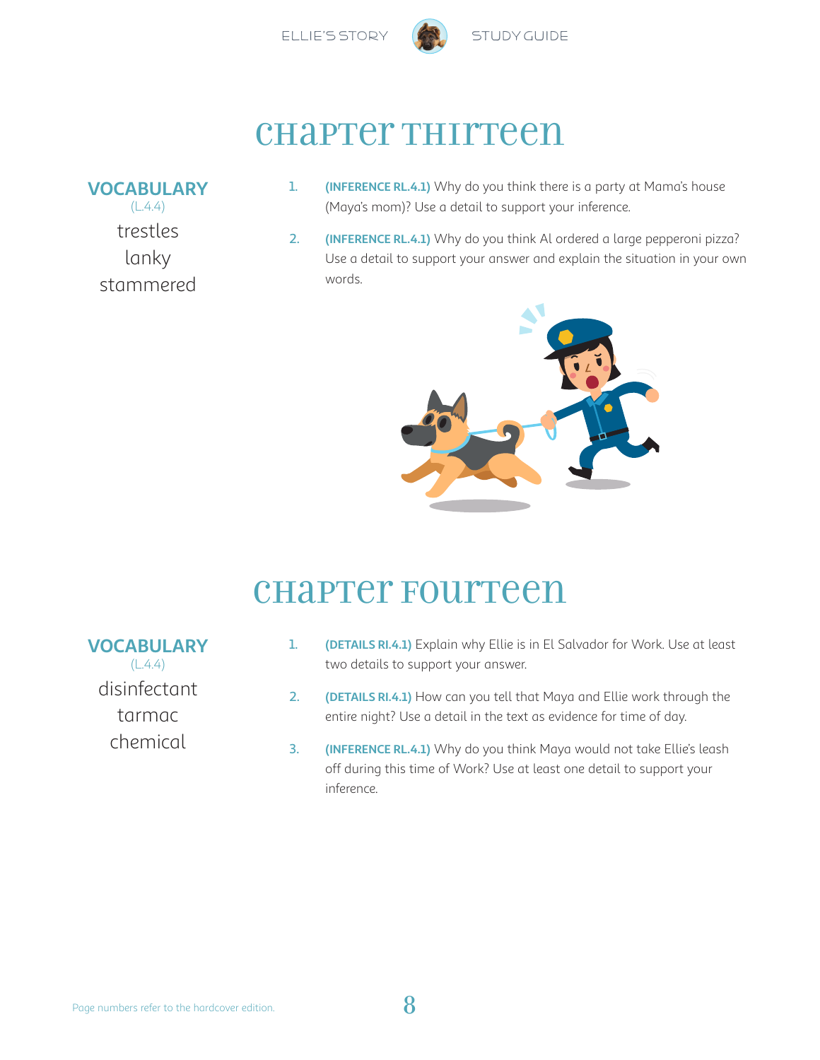# Chapter Thirteen

**VOCABULARY**
(L.4.4)

trestles
lanky
stammered

1. **(INFERENCE RL.4.1)** Why do you think there is a party at Mama's house (Maya's mom)? Use a detail to support your inference.

2. **(INFERENCE RL.4.1)** Why do you think Al ordered a large pepperoni pizza? Use a detail to support your answer and explain the situation in your own words.

# Chapter Fourteen

**VOCABULARY**
(L.4.4)

disinfectant
tarmac
chemical

1. **(DETAILS RI.4.1)** Explain why Ellie is in El Salvador for Work. Use at least two details to support your answer.

2. **(DETAILS RI.4.1)** How can you tell that Maya and Ellie work through the entire night? Use a detail in the text as evidence for time of day.

3. **(INFERENCE RL.4.1)** Why do you think Maya would not take Ellie's leash off during this time of Work? Use at least one detail to support your inference.

Page numbers refer to the hardcover edition.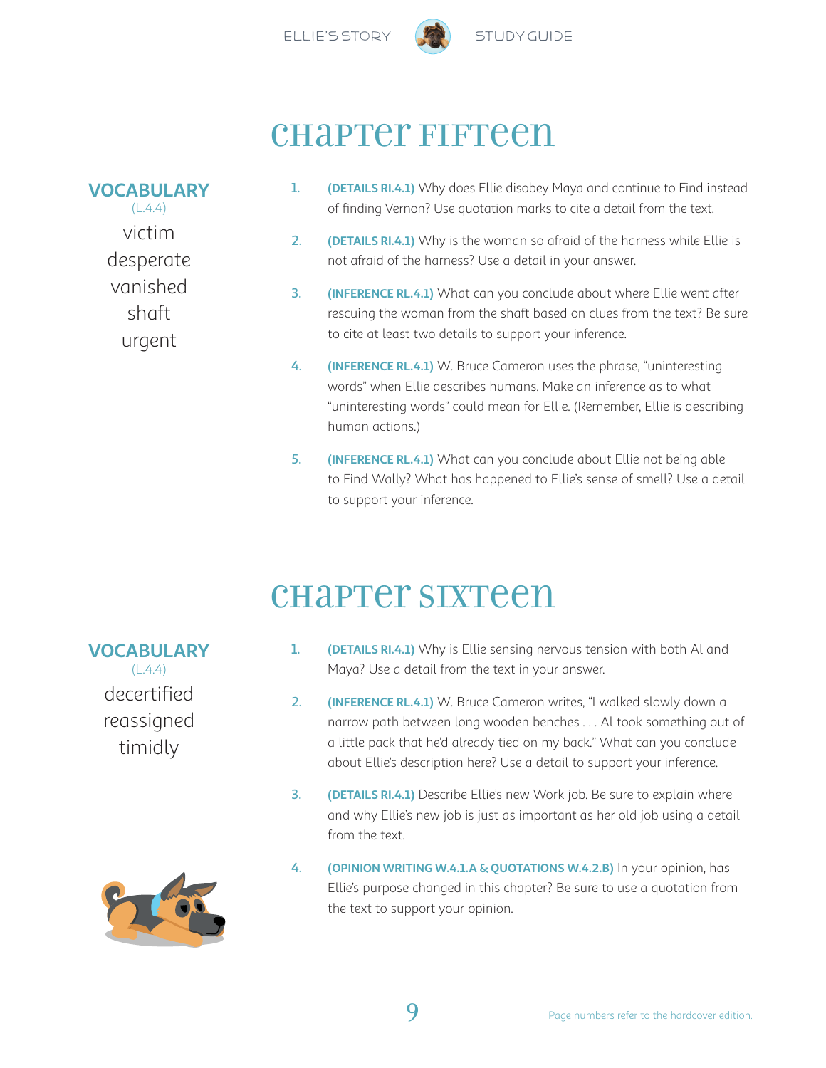# Chapter Fifteen

**VOCABULARY**
(L.4.4)

victim
desperate
vanished
shaft
urgent

1. **(DETAILS RI.4.1)** Why does Ellie disobey Maya and continue to Find instead of finding Vernon? Use quotation marks to cite a detail from the text.
2. **(DETAILS RI.4.1)** Why is the woman so afraid of the harness while Ellie is not afraid of the harness? Use a detail in your answer.
3. **(INFERENCE RL.4.1)** What can you conclude about where Ellie went after rescuing the woman from the shaft based on clues from the text? Be sure to cite at least two details to support your inference.
4. **(INFERENCE RL.4.1)** W. Bruce Cameron uses the phrase, "uninteresting words" when Ellie describes humans. Make an inference as to what "uninteresting words" could mean for Ellie. (Remember, Ellie is describing human actions.)
5. **(INFERENCE RL.4.1)** What can you conclude about Ellie not being able to Find Wally? What has happened to Ellie's sense of smell? Use a detail to support your inference.

# Chapter Sixteen

**VOCABULARY**
(L.4.4)

decertified
reassigned
timidly

1. **(DETAILS RI.4.1)** Why is Ellie sensing nervous tension with both Al and Maya? Use a detail from the text in your answer.
2. **(INFERENCE RL.4.1)** W. Bruce Cameron writes, "I walked slowly down a narrow path between long wooden benches . . . Al took something out of a little pack that he'd already tied on my back." What can you conclude about Ellie's description here? Use a detail to support your inference.
3. **(DETAILS RI.4.1)** Describe Ellie's new Work job. Be sure to explain where and why Ellie's new job is just as important as her old job using a detail from the text.
4. **(OPINION WRITING W.4.1.A & QUOTATIONS W.4.2.B)** In your opinion, has Ellie's purpose changed in this chapter? Be sure to use a quotation from the text to support your opinion.

Page numbers refer to the hardcover edition.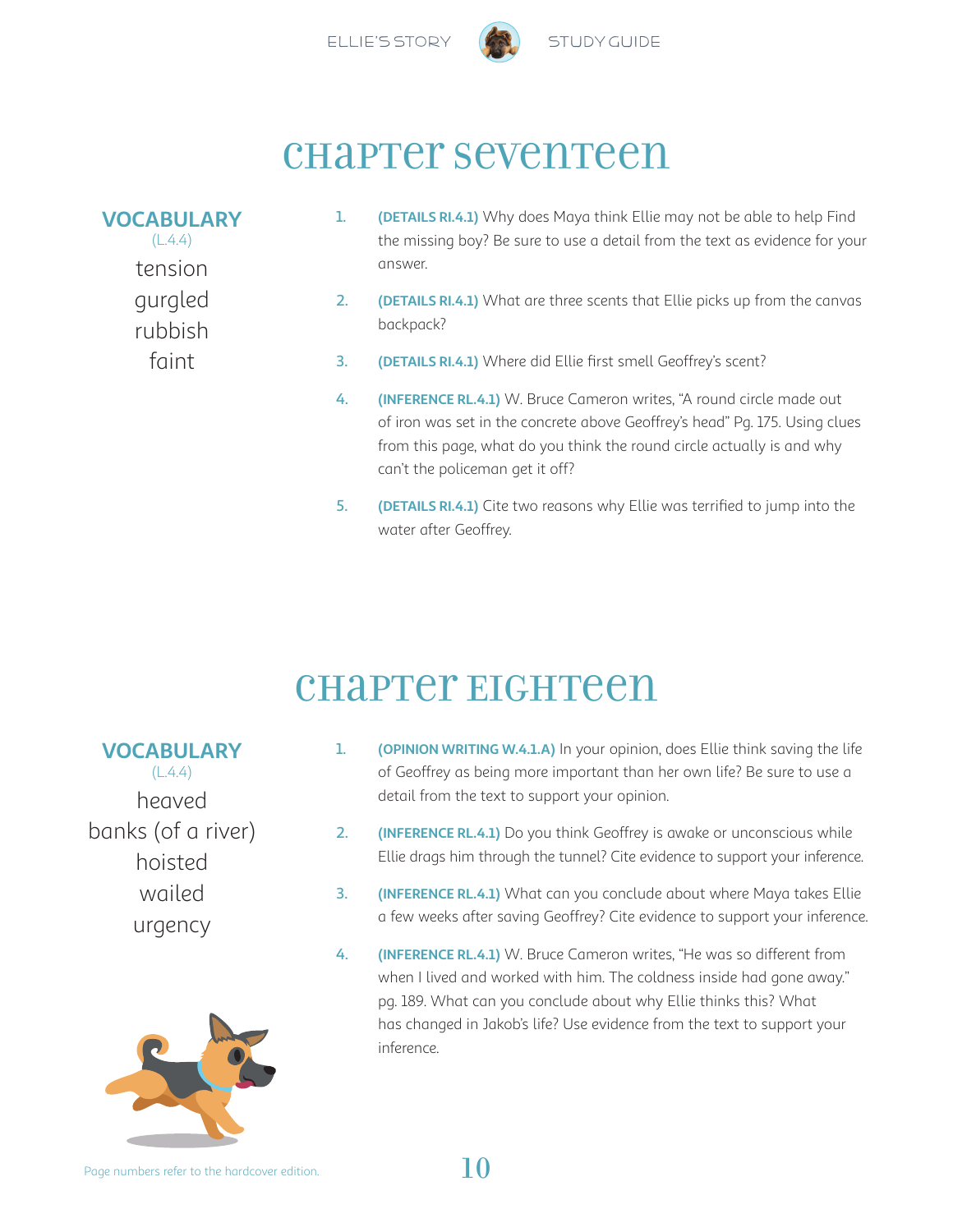# Chapter Seventeen

**VOCABULARY**
(L.4.4)

tension
gurgled
rubbish
faint

1. **(DETAILS RI.4.1)** Why does Maya think Ellie may not be able to help Find the missing boy? Be sure to use a detail from the text as evidence for your answer.
2. **(DETAILS RI.4.1)** What are three scents that Ellie picks up from the canvas backpack?
3. **(DETAILS RI.4.1)** Where did Ellie first smell Geoffrey's scent?
4. **(INFERENCE RL.4.1)** W. Bruce Cameron writes, "A round circle made out of iron was set in the concrete above Geoffrey's head" Pg. 175. Using clues from this page, what do you think the round circle actually is and why can't the policeman get it off?
5. **(DETAILS RI.4.1)** Cite two reasons why Ellie was terrified to jump into the water after Geoffrey.

# Chapter Eighteen

**VOCABULARY**
(L.4.4)

heaved
banks (of a river)
hoisted
wailed
urgency

1. **(OPINION WRITING W.4.1.A)** In your opinion, does Ellie think saving the life of Geoffrey as being more important than her own life? Be sure to use a detail from the text to support your opinion.
2. **(INFERENCE RL.4.1)** Do you think Geoffrey is awake or unconscious while Ellie drags him through the tunnel? Cite evidence to support your inference.
3. **(INFERENCE RL.4.1)** What can you conclude about where Maya takes Ellie a few weeks after saving Geoffrey? Cite evidence to support your inference.
4. **(INFERENCE RL.4.1)** W. Bruce Cameron writes, "He was so different from when I lived and worked with him. The coldness inside had gone away." pg. 189. What can you conclude about why Ellie thinks this? What has changed in Jakob's life? Use evidence from the text to support your inference.

Page numbers refer to the hardcover edition.